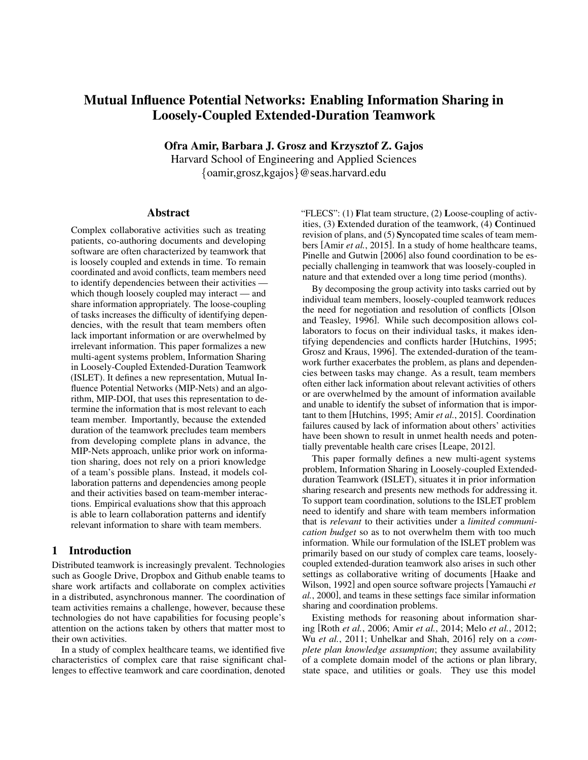# Mutual Influence Potential Networks: Enabling Information Sharing in Loosely-Coupled Extended-Duration Teamwork

**Ofra Amir, Barbara J. Grosz and Krzysztof Z. Gajos**

Harvard School of Engineering and Applied Sciences

{oamir,grosz,kgajos}@seas.harvard.edu

## Abstract

Complex collaborative activities such as treating patients, co-authoring documents and developing software are often characterized by teamwork that is loosely coupled and extends in time. To remain coordinated and avoid conflicts, team members need to identify dependencies between their activities — which though loosely coupled may interact — and share information appropriately. The loose-coupling of tasks increases the difficulty of identifying dependencies, with the result that team members often lack important information or are overwhelmed by irrelevant information. This paper formalizes a new multi-agent systems problem, Information Sharing in Loosely-Coupled Extended-Duration Teamwork (ISLET). It defines a new representation, Mutual Influence Potential Networks (MIP-Nets) and an algorithm, MIP-DOI, that uses this representation to determine the information that is most relevant to each team member. Importantly, because the extended duration of the teamwork precludes team members from developing complete plans in advance, the MIP-Nets approach, unlike prior work on information sharing, does not rely on a priori knowledge of a team's possible plans. Instead, it models collaboration patterns and dependencies among people and their activities based on team-member interactions. Empirical evaluations show that this approach is able to learn collaboration patterns and identify relevant information to share with team members.

## 1 Introduction

Distributed teamwork is increasingly prevalent. Technologies such as Google Drive, Dropbox and Github enable teams to share work artifacts and collaborate on complex activities in a distributed, asynchronous manner. The coordination of team activities remains a challenge, however, because these technologies do not have capabilities for focusing people's attention on the actions taken by others that matter most to their own activities.

In a study of complex healthcare teams, we identified five characteristics of complex care that raise significant challenges to effective teamwork and care coordination, denoted "FLECS": (1) **F**lat team structure, (2) **L**oose-coupling of activities, (3) **E**xtended duration of the teamwork, (4) **C**ontinued revision of plans, and (5) **S**yncopated time scales of team members [Amir *et al.*, 2015]. In a study of home healthcare teams, Pinelle and Gutwin [2006] also found coordination to be especially challenging in teamwork that was loosely-coupled in nature and that extended over a long time period (months).

By decomposing the group activity into tasks carried out by individual team members, loosely-coupled teamwork reduces the need for negotiation and resolution of conflicts [Olson and Teasley, 1996]. While such decomposition allows collaborators to focus on their individual tasks, it makes identifying dependencies and conflicts harder [Hutchins, 1995; Grosz and Kraus, 1996]. The extended-duration of the teamwork further exacerbates the problem, as plans and dependencies between tasks may change. As a result, team members often either lack information about relevant activities of others or are overwhelmed by the amount of information available and unable to identify the subset of information that is important to them [Hutchins, 1995; Amir *et al.*, 2015]. Coordination failures caused by lack of information about others' activities have been shown to result in unmet health needs and potentially preventable health care crises [Leape, 2012].

This paper formally defines a new multi-agent systems problem, Information Sharing in Loosely-coupled Extended-duration Teamwork (ISLET), situates it in prior information sharing research and presents new methods for addressing it. To support team coordination, solutions to the ISLET problem need to identify and share with team members information that is *relevant* to their activities under a *limited communication budget* so as to not overwhelm them with too much information. While our formulation of the ISLET problem was primarily based on our study of complex care teams, loosely-coupled extended-duration teamwork also arises in such other settings as collaborative writing of documents [Haake and Wilson, 1992] and open source software projects [Yamauchi *et al.*, 2000], and teams in these settings face similar information sharing and coordination problems.

Existing methods for reasoning about information sharing [Roth *et al.*, 2006; Amir *et al.*, 2014; Melo *et al.*, 2012; Wu *et al.*, 2011; Unhelkar and Shah, 2016] rely on a *complete plan knowledge assumption*; they assume availability of a complete domain model of the actions or plan library, state space, and utilities or goals. They use this model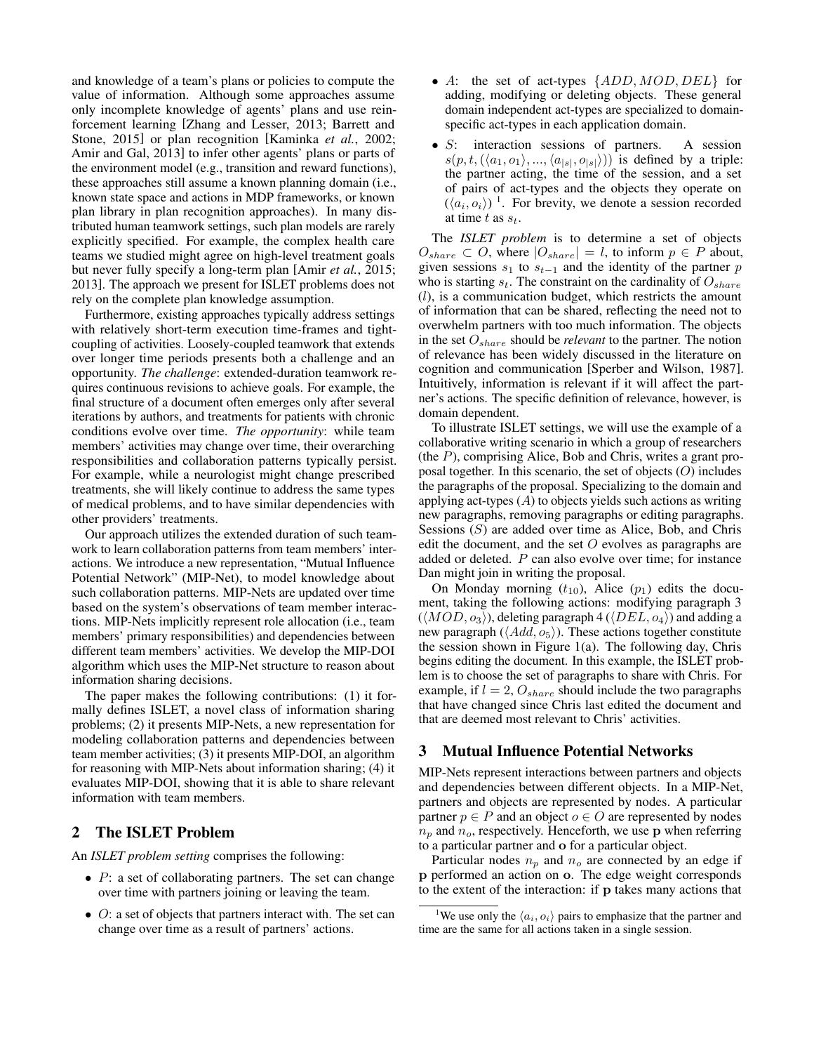and knowledge of a team's plans or policies to compute the value of information. Although some approaches assume only incomplete knowledge of agents' plans and use reinforcement learning [Zhang and Lesser, 2013; Barrett and Stone, 2015] or plan recognition [Kaminka *et al.*, 2002; Amir and Gal, 2013] to infer other agents' plans or parts of the environment model (e.g., transition and reward functions), these approaches still assume a known planning domain (i.e., known state space and actions in MDP frameworks, or known plan library in plan recognition approaches). In many distributed human teamwork settings, such plan models are rarely explicitly specified. For example, the complex health care teams we studied might agree on high-level treatment goals but never fully specify a long-term plan [Amir *et al.*, 2015; 2013]. The approach we present for ISLET problems does not rely on the complete plan knowledge assumption.

Furthermore, existing approaches typically address settings with relatively short-term execution time-frames and tight-coupling of activities. Loosely-coupled teamwork that extends over longer time periods presents both a challenge and an opportunity. *The challenge*: extended-duration teamwork requires continuous revisions to achieve goals. For example, the final structure of a document often emerges only after several iterations by authors, and treatments for patients with chronic conditions evolve over time. *The opportunity*: while team members' activities may change over time, their overarching responsibilities and collaboration patterns typically persist. For example, while a neurologist might change prescribed treatments, she will likely continue to address the same types of medical problems, and to have similar dependencies with other providers' treatments.

Our approach utilizes the extended duration of such teamwork to learn collaboration patterns from team members' interactions. We introduce a new representation, "Mutual Influence Potential Network" (MIP-Net), to model knowledge about such collaboration patterns. MIP-Nets are updated over time based on the system's observations of team member interactions. MIP-Nets implicitly represent role allocation (i.e., team members' primary responsibilities) and dependencies between different team members' activities. We develop the MIP-DOI algorithm which uses the MIP-Net structure to reason about information sharing decisions.

The paper makes the following contributions: (1) it formally defines ISLET, a novel class of information sharing problems; (2) it presents MIP-Nets, a new representation for modeling collaboration patterns and dependencies between team member activities; (3) it presents MIP-DOI, an algorithm for reasoning with MIP-Nets about information sharing; (4) it evaluates MIP-DOI, showing that it is able to share relevant information with team members.

## 2 The ISLET Problem

An *ISLET problem setting* comprises the following:

- $P$: a set of collaborating partners. The set can change over time with partners joining or leaving the team.
- $O$: a set of objects that partners interact with. The set can change over time as a result of partners' actions.
- $A$: the set of act-types $\{ADD, MOD, DEL\}$ for adding, modifying or deleting objects. These general domain independent act-types are specialized to domain-specific act-types in each application domain.
- $S$: interaction sessions of partners. A session $s(p, t, (\langle a_1, o_1\rangle, ..., \langle a_{|s|}, o_{|s|}\rangle))$ is defined by a triple: the partner acting, the time of the session, and a set of pairs of act-types and the objects they operate on $(\langle a_i, o_i\rangle)$ [1]. For brevity, we denote a session recorded at time $t$ as $s_t$.

The *ISLET problem* is to determine a set of objects $O_{share} \subset O$, where $|O_{share}| = l$, to inform $p \in P$ about, given sessions $s_1$ to $s_{t-1}$ and the identity of the partner $p$ who is starting $s_t$. The constraint on the cardinality of $O_{share}$ ($l$), is a communication budget, which restricts the amount of information that can be shared, reflecting the need not to overwhelm partners with too much information. The objects in the set $O_{share}$ should be *relevant* to the partner. The notion of relevance has been widely discussed in the literature on cognition and communication [Sperber and Wilson, 1987]. Intuitively, information is relevant if it will affect the partner's actions. The specific definition of relevance, however, is domain dependent.

To illustrate ISLET settings, we will use the example of a collaborative writing scenario in which a group of researchers (the $P$), comprising Alice, Bob and Chris, writes a grant proposal together. In this scenario, the set of objects ($O$) includes the paragraphs of the proposal. Specializing to the domain and applying act-types ($A$) to objects yields such actions as writing new paragraphs, removing paragraphs or editing paragraphs. Sessions ($S$) are added over time as Alice, Bob, and Chris edit the document, and the set $O$ evolves as paragraphs are added or deleted. $P$ can also evolve over time; for instance Dan might join in writing the proposal.

On Monday morning ($t_{10}$), Alice ($p_1$) edits the document, taking the following actions: modifying paragraph 3 ($\langle MOD, o_3\rangle$), deleting paragraph 4 ($\langle DEL, o_4\rangle$) and adding a new paragraph ($\langle Add, o_5\rangle$). These actions together constitute the session shown in Figure 1(a). The following day, Chris begins editing the document. In this example, the ISLET problem is to choose the set of paragraphs to share with Chris. For example, if $l = 2$, $O_{share}$ should include the two paragraphs that have changed since Chris last edited the document and that are deemed most relevant to Chris' activities.

## 3 Mutual Influence Potential Networks

MIP-Nets represent interactions between partners and objects and dependencies between different objects. In a MIP-Net, partners and objects are represented by nodes. A particular partner $p \in P$ and an object $o \in O$ are represented by nodes $n_p$ and $n_o$, respectively. Henceforth, we use $\mathbf{p}$ when referring to a particular partner and $\mathbf{o}$ for a particular object.

Particular nodes $n_p$ and $n_o$ are connected by an edge if $\mathbf{p}$ performed an action on $\mathbf{o}$. The edge weight corresponds to the extent of the interaction: if $\mathbf{p}$ takes many actions that

[1] We use only the $\langle a_i, o_i\rangle$ pairs to emphasize that the partner and time are the same for all actions taken in a single session.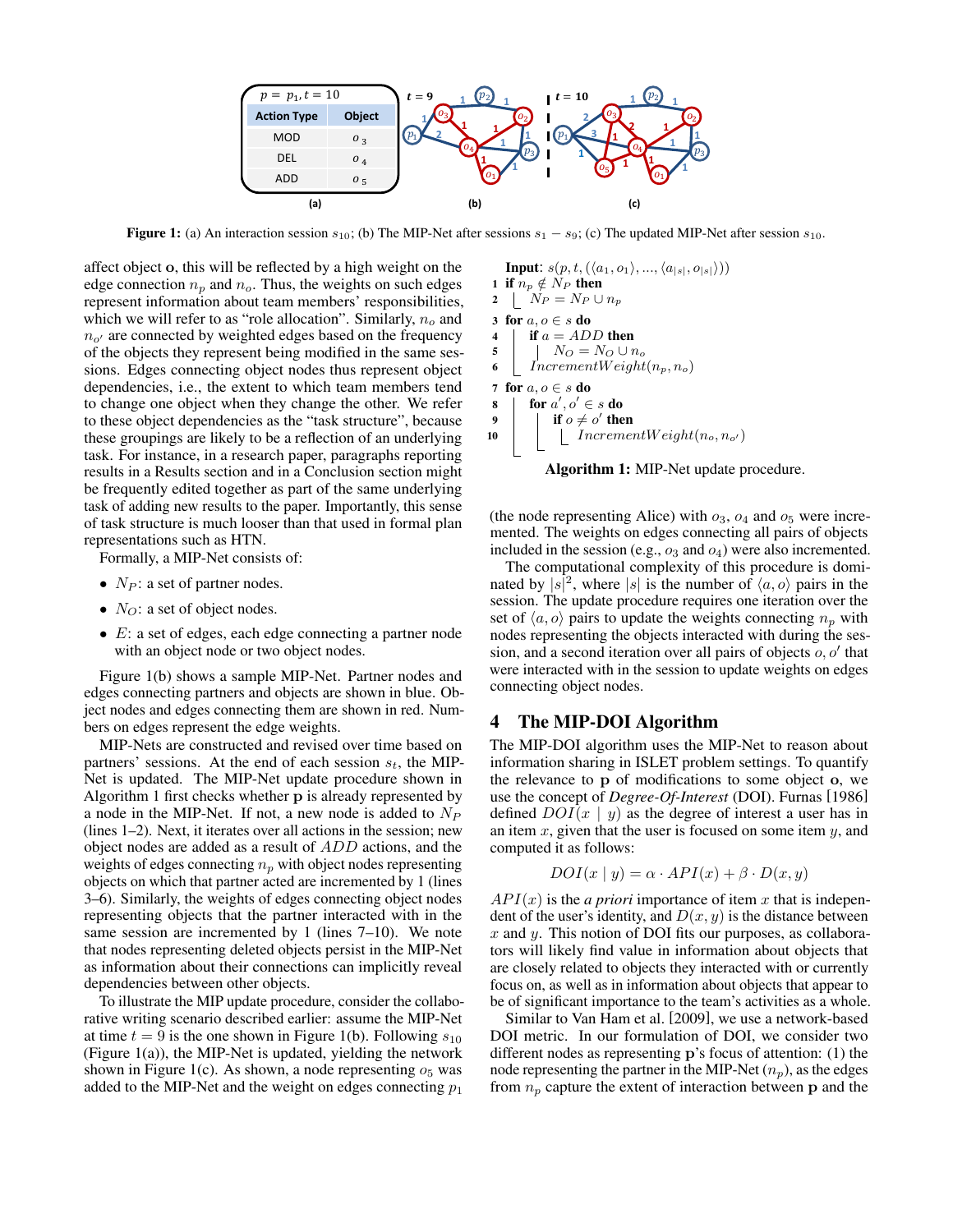| Action Type | Object |
| --- | --- |
| MOD | $o_3$ |
| DEL | $o_4$ |
| ADD | $o_5$ |

$p = p_1, t = 10$

**Figure 1:** (a) An interaction session $s_{10}$; (b) The MIP-Net after sessions $s_1 - s_9$; (c) The updated MIP-Net after session $s_{10}$.

affect object **o**, this will be reflected by a high weight on the edge connection $n_p$ and $n_o$. Thus, the weights on such edges represent information about team members' responsibilities, which we will refer to as "role allocation". Similarly, $n_o$ and $n_{o'}$ are connected by weighted edges based on the frequency of the objects they represent being modified in the same sessions. Edges connecting object nodes thus represent object dependencies, i.e., the extent to which team members tend to change one object when they change the other. We refer to these object dependencies as the "task structure", because these groupings are likely to be a reflection of an underlying task. For instance, in a research paper, paragraphs reporting results in a Results section and in a Conclusion section might be frequently edited together as part of the underlying task of adding new results to the paper. Importantly, this sense of task structure is much looser than that used in formal plan representations such as HTN.

Formally, a MIP-Net consists of:

- $N_P$: a set of partner nodes.
- $N_O$: a set of object nodes.
- $E$: a set of edges, each edge connecting a partner node with an object node or two object nodes.

Figure 1(b) shows a sample MIP-Net. Partner nodes and edges connecting partners and objects are shown in blue. Object nodes and edges connecting them are shown in red. Numbers on edges represent the edge weights.

MIP-Nets are constructed and revised over time based on partners' sessions. At the end of each session $s_t$, the MIP-Net is updated. The MIP-Net update procedure shown in Algorithm 1 first checks whether **p** is already represented by a node in the MIP-Net. If not, a new node is added to $N_P$ (lines 1–2). Next, it iterates over all actions in the session; new object nodes are added as a result of $ADD$ actions, and the weights of edges connecting $n_p$ with object nodes representing objects on which that partner acted are incremented by 1 (lines 3–6). Similarly, the weights of edges connecting object nodes representing objects that the partner interacted with in the same session are incremented by 1 (lines 7–10). We note that nodes representing deleted objects persist in the MIP-Net as information about their connections can implicitly reveal dependencies between other objects.

To illustrate the MIP update procedure, consider the collaborative writing scenario described earlier: assume the MIP-Net at time $t = 9$ is the one shown in Figure 1(b). Following $s_{10}$ (Figure 1(a)), the MIP-Net is updated, yielding the network shown in Figure 1(c). As shown, a node representing $o_5$ was added to the MIP-Net and the weight on edges connecting $p_1$

```
Input: s(p, t, (⟨a_1, o_1⟩, ..., ⟨a_|s|, o_|s|⟩))
1  if n_p ∉ N_P then
2  |  N_P = N_P ∪ n_p
3  for a, o ∈ s do
4  |  if a = ADD then
5  |  |  N_O = N_O ∪ n_o
6  |  IncrementWeight(n_p, n_o)
7  for a, o ∈ s do
8  |  for a', o' ∈ s do
9  |  |  if o ≠ o' then
10 |  |  |  IncrementWeight(n_o, n_o')
```

**Algorithm 1:** MIP-Net update procedure.

(the node representing Alice) with $o_3$, $o_4$ and $o_5$ were incremented. The weights on edges connecting all pairs of objects included in the session (e.g., $o_3$ and $o_4$) were also incremented.

The computational complexity of this procedure is dominated by $|s|^2$, where $|s|$ is the number of $\langle a, o \rangle$ pairs in the session. The update procedure requires one iteration over the set of $\langle a, o \rangle$ pairs to update the weights connecting $n_p$ with nodes representing the objects interacted with during the session, and a second iteration over all pairs of objects $o, o'$ that were interacted with in the session to update weights on edges connecting object nodes.

## 4 The MIP-DOI Algorithm

The MIP-DOI algorithm uses the MIP-Net to reason about information sharing in ISLET problem settings. To quantify the relevance to **p** of modifications to some object **o**, we use the concept of *Degree-Of-Interest* (DOI). Furnas [1986] defined $DOI(x \mid y)$ as the degree of interest a user has in an item $x$, given that the user is focused on some item $y$, and computed it as follows:

$$DOI(x \mid y) = \alpha \cdot API(x) + \beta \cdot D(x, y)$$

$API(x)$ is the *a priori* importance of item $x$ that is independent of the user's identity, and $D(x, y)$ is the distance between $x$ and $y$. This notion of DOI fits our purposes, as collaborators will likely find value in information about objects that are closely related to objects they interacted with or currently focus on, as well as in information about objects that appear to be of significant importance to the team's activities as a whole.

Similar to Van Ham et al. [2009], we use a network-based DOI metric. In our formulation of DOI, we consider two different nodes as representing **p**'s focus of attention: (1) the node representing the partner in the MIP-Net ($n_p$), as the edges from $n_p$ capture the extent of interaction between **p** and the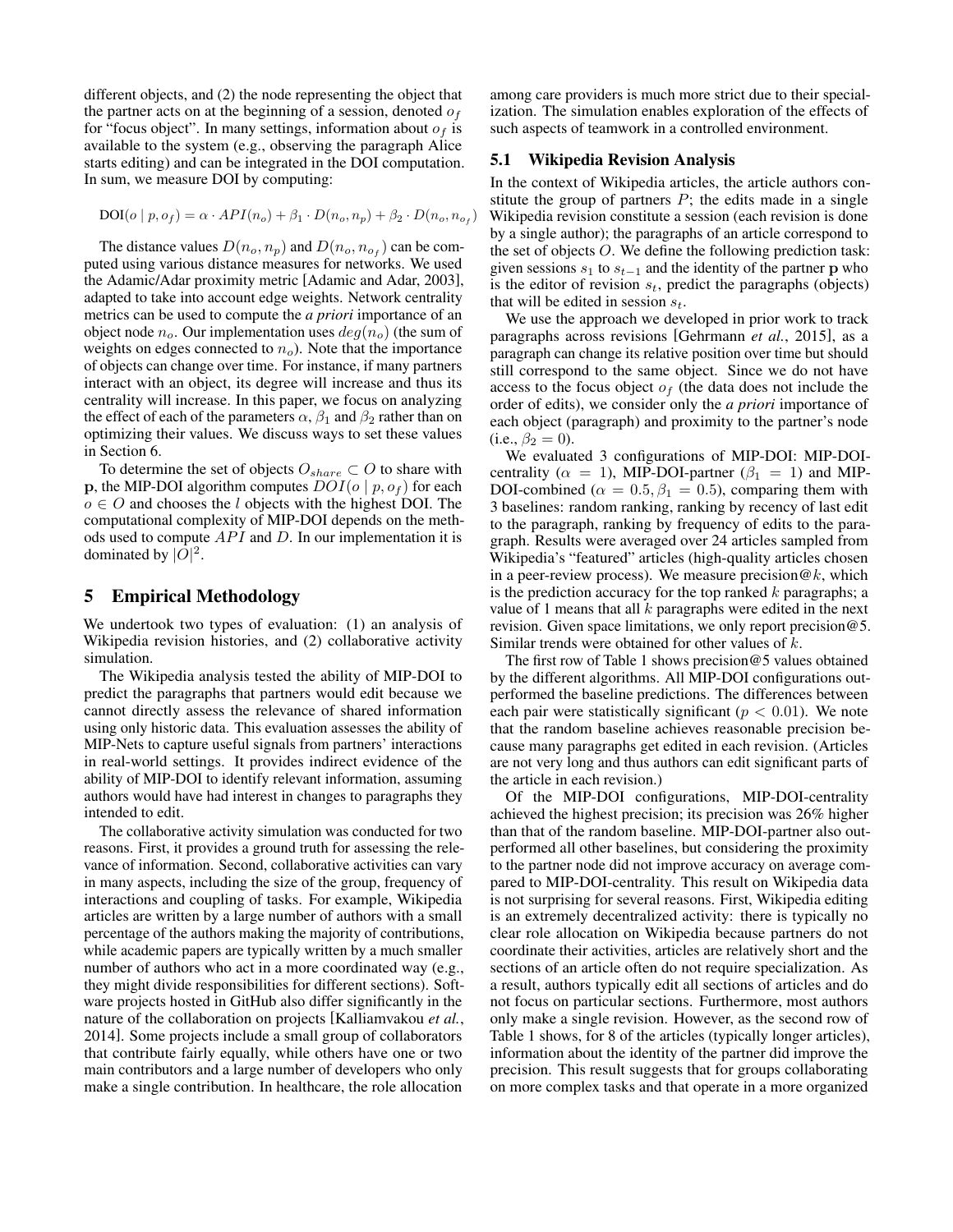different objects, and (2) the node representing the object that the partner acts on at the beginning of a session, denoted $o_f$ for "focus object". In many settings, information about $o_f$ is available to the system (e.g., observing the paragraph Alice starts editing) and can be integrated in the DOI computation. In sum, we measure DOI by computing:

$$\text{DOI}(o \mid p, o_f) = \alpha \cdot API(n_o) + \beta_1 \cdot D(n_o, n_p) + \beta_2 \cdot D(n_o, n_{o_f})$$

The distance values $D(n_o, n_p)$ and $D(n_o, n_{o_f})$ can be computed using various distance measures for networks. We used the Adamic/Adar proximity metric [Adamic and Adar, 2003], adapted to take into account edge weights. Network centrality metrics can be used to compute the *a priori* importance of an object node $n_o$. Our implementation uses $deg(n_o)$ (the sum of weights on edges connected to $n_o$). Note that the importance of objects can change over time. For instance, if many partners interact with an object, its degree will increase and thus its centrality will increase. In this paper, we focus on analyzing the effect of each of the parameters $\alpha$, $\beta_1$ and $\beta_2$ rather than on optimizing their values. We discuss ways to set these values in Section 6.

To determine the set of objects $O_{share} \subset O$ to share with $\mathbf{p}$, the MIP-DOI algorithm computes $DOI(o \mid p, o_f)$ for each $o \in O$ and chooses the $l$ objects with the highest DOI. The computational complexity of MIP-DOI depends on the methods used to compute $API$ and $D$. In our implementation it is dominated by $|O|^2$.

# 5 Empirical Methodology

We undertook two types of evaluation: (1) an analysis of Wikipedia revision histories, and (2) collaborative activity simulation.

The Wikipedia analysis tested the ability of MIP-DOI to predict the paragraphs that partners would edit because we cannot directly assess the relevance of shared information using only historic data. This evaluation assesses the ability of MIP-Nets to capture useful signals from partners' interactions in real-world settings. It provides indirect evidence of the ability of MIP-DOI to identify relevant information, assuming authors would have had interest in changes to paragraphs they intended to edit.

The collaborative activity simulation was conducted for two reasons. First, it provides a ground truth for assessing the relevance of information. Second, collaborative activities can vary in many aspects, including the size of the group, frequency of interactions and coupling of tasks. For example, Wikipedia articles are written by a large number of authors with a small percentage of the authors making the majority of contributions, while academic papers are typically written by a much smaller number of authors who act in a more coordinated way (e.g., they might divide responsibilities for different sections). Software projects hosted in GitHub also differ significantly in the nature of the collaboration on projects [Kalliamvakou *et al.*, 2014]. Some projects include a small group of collaborators that contribute fairly equally, while others have one or two main contributors and a large number of developers who only make a single contribution. In healthcare, the role allocation among care providers is much more strict due to their specialization. The simulation enables exploration of the effects of such aspects of teamwork in a controlled environment.

## 5.1 Wikipedia Revision Analysis

In the context of Wikipedia articles, the article authors constitute the group of partners $P$; the edits made in a single Wikipedia revision constitute a session (each revision is done by a single author); the paragraphs of an article correspond to the set of objects $O$. We define the following prediction task: given sessions $s_1$ to $s_{t-1}$ and the identity of the partner $\mathbf{p}$ who is the editor of revision $s_t$, predict the paragraphs (objects) that will be edited in session $s_t$.

We use the approach we developed in prior work to track paragraphs across revisions [Gehrmann *et al.*, 2015], as a paragraph can change its relative position over time but should still correspond to the same object. Since we do not have access to the focus object $o_f$ (the data does not include the order of edits), we consider only the *a priori* importance of each object (paragraph) and proximity to the partner's node (i.e., $\beta_2 = 0$).

We evaluated 3 configurations of MIP-DOI: MIP-DOI-centrality ($\alpha = 1$), MIP-DOI-partner ($\beta_1 = 1$) and MIP-DOI-combined ($\alpha = 0.5, \beta_1 = 0.5$), comparing them with 3 baselines: random ranking, ranking by recency of last edit to the paragraph, ranking by frequency of edits to the paragraph. Results were averaged over 24 articles sampled from Wikipedia's "featured" articles (high-quality articles chosen in a peer-review process). We measure precision@$k$, which is the prediction accuracy for the top ranked $k$ paragraphs; a value of 1 means that all $k$ paragraphs were edited in the next revision. Given space limitations, we only report precision@5. Similar trends were obtained for other values of $k$.

The first row of Table 1 shows precision@5 values obtained by the different algorithms. All MIP-DOI configurations outperformed the baseline predictions. The differences between each pair were statistically significant ($p < 0.01$). We note that the random baseline achieves reasonable precision because many paragraphs get edited in each revision. (Articles are not very long and thus authors can edit significant parts of the article in each revision.)

Of the MIP-DOI configurations, MIP-DOI-centrality achieved the highest precision; its precision was 26% higher than that of the random baseline. MIP-DOI-partner also outperformed all other baselines, but considering the proximity to the partner node did not improve accuracy on average compared to MIP-DOI-centrality. This result on Wikipedia data is not surprising for several reasons. First, Wikipedia editing is an extremely decentralized activity: there is typically no clear role allocation on Wikipedia because partners do not coordinate their activities, articles are relatively short and the sections of an article often do not require specialization. As a result, authors typically edit all sections of articles and do not focus on particular sections. Furthermore, most authors only make a single revision. However, as the second row of Table 1 shows, for 8 of the articles (typically longer articles), information about the identity of the partner did improve the precision. This result suggests that for groups collaborating on more complex tasks and that operate in a more organized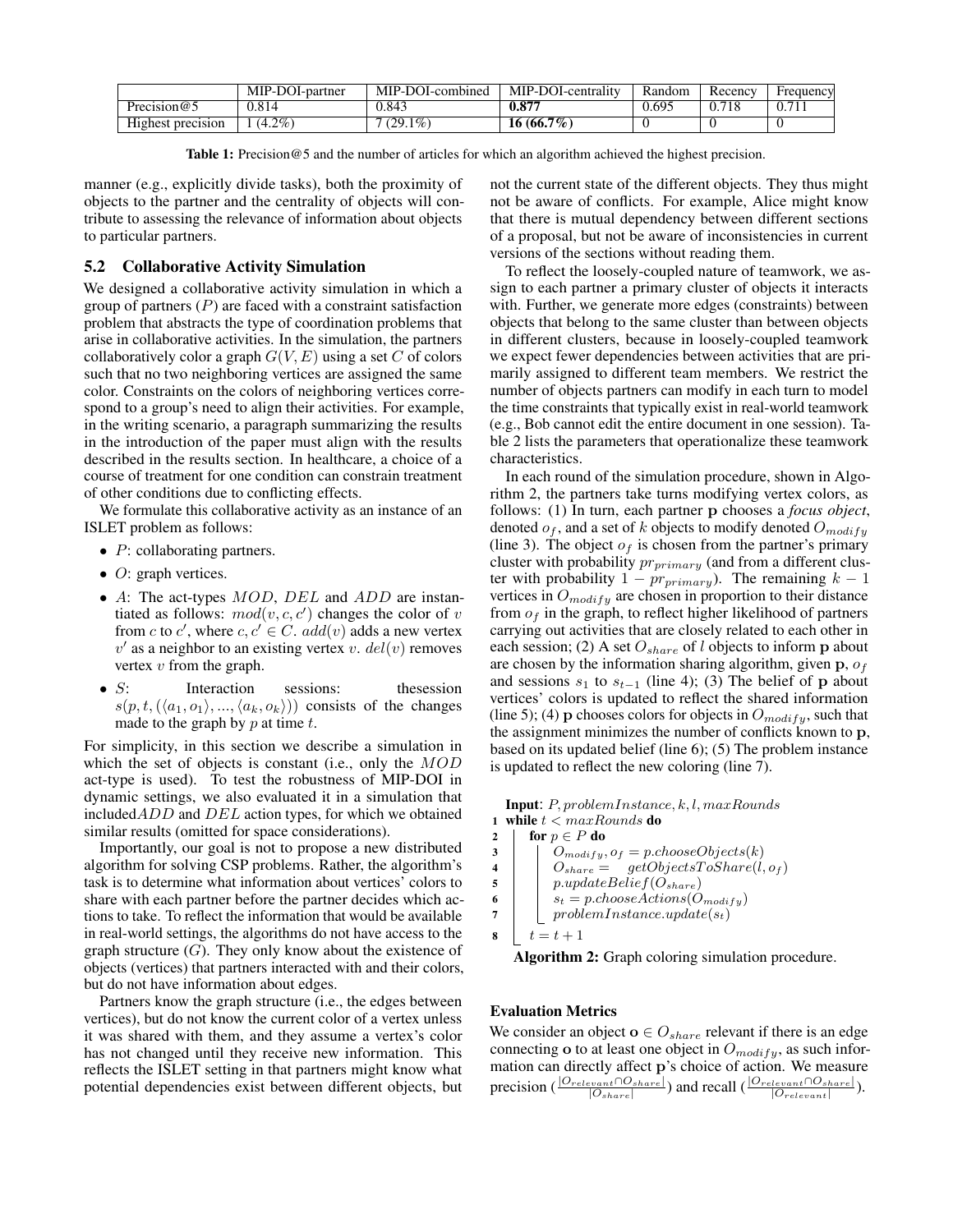| | MIP-DOI-partner | MIP-DOI-combined | MIP-DOI-centrality | Random | Recency | Frequency |
|---|---|---|---|---|---|---|
| Precision@5 | 0.814 | 0.843 | **0.877** | 0.695 | 0.718 | 0.711 |
| Highest precision | 1 (4.2%) | 7 (29.1%) | **16 (66.7%)** | 0 | 0 | 0 |

**Table 1:** Precision@5 and the number of articles for which an algorithm achieved the highest precision.

manner (e.g., explicitly divide tasks), both the proximity of objects to the partner and the centrality of objects will contribute to assessing the relevance of information about objects to particular partners.

## 5.2 Collaborative Activity Simulation

We designed a collaborative activity simulation in which a group of partners ($P$) are faced with a constraint satisfaction problem that abstracts the type of coordination problems that arise in collaborative activities. In the simulation, the partners collaboratively color a graph $G(V, E)$ using a set $C$ of colors such that no two neighboring vertices are assigned the same color. Constraints on the colors of neighboring vertices correspond to a group's need to align their activities. For example, in the writing scenario, a paragraph summarizing the results in the introduction of the paper must align with the results described in the results section. In healthcare, a choice of a course of treatment for one condition can constrain treatment of other conditions due to conflicting effects.

We formulate this collaborative activity as an instance of an ISLET problem as follows:

- $P$: collaborating partners.
- $O$: graph vertices.
- $A$: The act-types $MOD$, $DEL$ and $ADD$ are instantiated as follows: $mod(v, c, c')$ changes the color of $v$ from $c$ to $c'$, where $c, c' \in C$. $add(v)$ adds a new vertex $v'$ as a neighbor to an existing vertex $v$. $del(v)$ removes vertex $v$ from the graph.
- $S$: Interaction sessions: thesession $s(p, t, (\langle a_1, o_1\rangle, ..., \langle a_k, o_k\rangle))$ consists of the changes made to the graph by $p$ at time $t$.

For simplicity, in this section we describe a simulation in which the set of objects is constant (i.e., only the $MOD$ act-type is used). To test the robustness of MIP-DOI in dynamic settings, we also evaluated it in a simulation that included$ADD$ and $DEL$ action types, for which we obtained similar results (omitted for space considerations).

Importantly, our goal is not to propose a new distributed algorithm for solving CSP problems. Rather, the algorithm's task is to determine what information about vertices' colors to share with each partner before the partner decides which actions to take. To reflect the information that would be available in real-world settings, the algorithms do not have access to the graph structure ($G$). They only know about the existence of objects (vertices) that partners interacted with and their colors, but do not have information about edges.

Partners know the graph structure (i.e., the edges between vertices), but do not know the current color of a vertex unless it was shared with them, and they assume a vertex's color has not changed until they receive new information. This reflects the ISLET setting in that partners might know what potential dependencies exist between different objects, but not the current state of the different objects. They thus might not be aware of conflicts. For example, Alice might know that there is mutual dependency between different sections of a proposal, but not be aware of inconsistencies in current versions of the sections without reading them.

To reflect the loosely-coupled nature of teamwork, we assign to each partner a primary cluster of objects it interacts with. Further, we generate more edges (constraints) between objects that belong to the same cluster than between objects in different clusters, because in loosely-coupled teamwork we expect fewer dependencies between activities that are primarily assigned to different team members. We restrict the number of objects partners can modify in each turn to model the time constraints that typically exist in real-world teamwork (e.g., Bob cannot edit the entire document in one session). Table 2 lists the parameters that operationalize these teamwork characteristics.

In each round of the simulation procedure, shown in Algorithm 2, the partners take turns modifying vertex colors, as follows: (1) In turn, each partner $\mathbf{p}$ chooses a *focus object*, denoted $o_f$, and a set of $k$ objects to modify denoted $O_{modify}$ (line 3). The object $o_f$ is chosen from the partner's primary cluster with probability $pr_{primary}$ (and from a different cluster with probability $1 - pr_{primary}$). The remaining $k - 1$ vertices in $O_{modify}$ are chosen in proportion to their distance from $o_f$ in the graph, to reflect higher likelihood of partners carrying out activities that are closely related to each other in each session; (2) A set $O_{share}$ of $l$ objects to inform $\mathbf{p}$ about are chosen by the information sharing algorithm, given $\mathbf{p}$, $o_f$ and sessions $s_1$ to $s_{t-1}$ (line 4); (3) The belief of $\mathbf{p}$ about vertices' colors is updated to reflect the shared information (line 5); (4) $\mathbf{p}$ chooses colors for objects in $O_{modify}$, such that the assignment minimizes the number of conflicts known to $\mathbf{p}$, based on its updated belief (line 6); (5) The problem instance is updated to reflect the new coloring (line 7).

```
Input: P, problemInstance, k, l, maxRounds
1 while t < maxRounds do
2     for p ∈ P do
3         O_modify, o_f = p.chooseObjects(k)
4         O_share = getObjectsToShare(l, o_f)
5         p.updateBelief(O_share)
6         s_t = p.chooseActions(O_modify)
7         problemInstance.update(s_t)
8     t = t + 1
```

**Algorithm 2:** Graph coloring simulation procedure.

### Evaluation Metrics

We consider an object $\mathbf{o} \in O_{share}$ relevant if there is an edge connecting $\mathbf{o}$ to at least one object in $O_{modify}$, as such information can directly affect $\mathbf{p}$'s choice of action. We measure precision ($\frac{|O_{relevant} \cap O_{share}|}{|O_{share}|}$) and recall ($\frac{|O_{relevant} \cap O_{share}|}{|O_{relevant}|}$).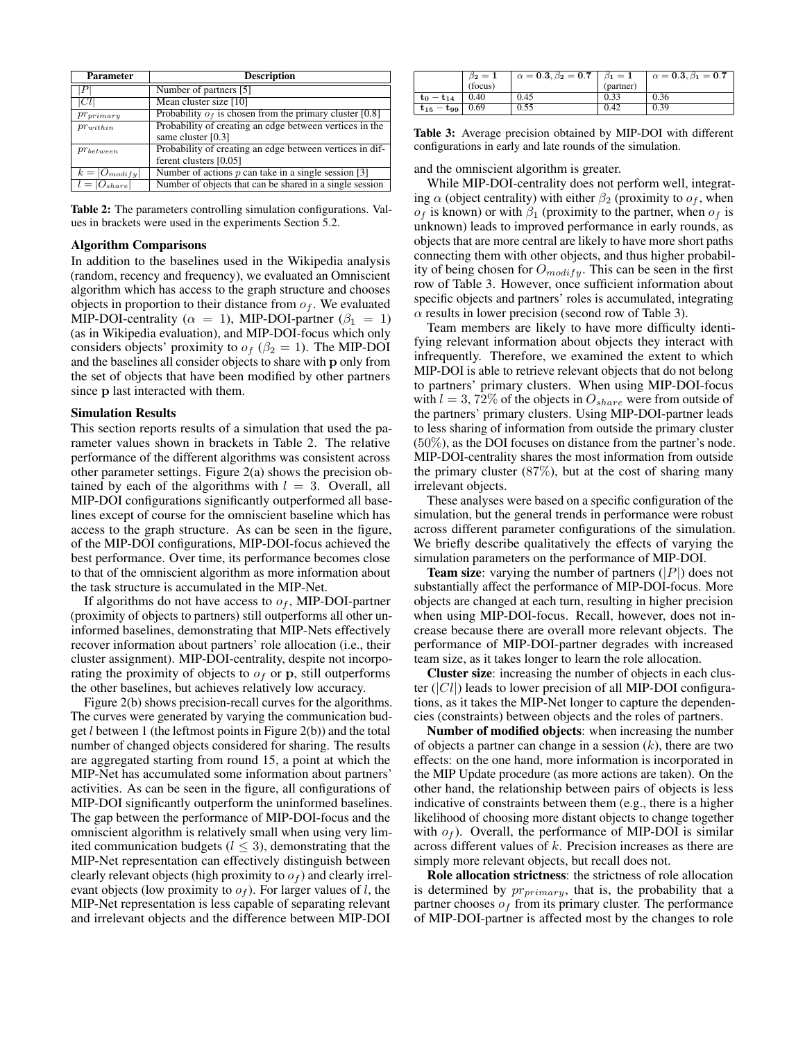| Parameter | Description |
|---|---|
| $\|P\|$ | Number of partners [5] |
| $\|Cl\|$ | Mean cluster size [10] |
| $pr_{primary}$ | Probability $o_f$ is chosen from the primary cluster [0.8] |
| $pr_{within}$ | Probability of creating an edge between vertices in the same cluster [0.3] |
| $pr_{between}$ | Probability of creating an edge between vertices in different clusters [0.05] |
| $k = \|O_{modify}\|$ | Number of actions $p$ can take in a single session [3] |
| $l = \|O_{share}\|$ | Number of objects that can be shared in a single session |

**Table 2:** The parameters controlling simulation configurations. Values in brackets were used in the experiments Section 5.2.

### Algorithm Comparisons

In addition to the baselines used in the Wikipedia analysis (random, recency and frequency), we evaluated an Omniscient algorithm which has access to the graph structure and chooses objects in proportion to their distance from $o_f$. We evaluated MIP-DOI-centrality ($\alpha = 1$), MIP-DOI-partner ($\beta_1 = 1$) (as in Wikipedia evaluation), and MIP-DOI-focus which only considers objects' proximity to $o_f$ ($\beta_2 = 1$). The MIP-DOI and the baselines all consider objects to share with **p** only from the set of objects that have been modified by other partners since **p** last interacted with them.

### Simulation Results

This section reports results of a simulation that used the parameter values shown in brackets in Table 2. The relative performance of the different algorithms was consistent across other parameter settings. Figure 2(a) shows the precision obtained by each of the algorithms with $l = 3$. Overall, all MIP-DOI configurations significantly outperformed all baselines except of course for the omniscient baseline which has access to the graph structure. As can be seen in the figure, of the MIP-DOI configurations, MIP-DOI-focus achieved the best performance. Over time, its performance becomes close to that of the omniscient algorithm as more information about the task structure is accumulated in the MIP-Net.

If algorithms do not have access to $o_f$, MIP-DOI-partner (proximity of objects to partners) still outperforms all other uninformed baselines, demonstrating that MIP-Nets effectively recover information about partners' role allocation (i.e., their cluster assignment). MIP-DOI-centrality, despite not incorporating the proximity of objects to $o_f$ or **p**, still outperforms the other baselines, but achieves relatively low accuracy.

Figure 2(b) shows precision-recall curves for the algorithms. The curves were generated by varying the communication budget $l$ between 1 (the leftmost points in Figure 2(b)) and the total number of changed objects considered for sharing. The results are aggregated starting from round 15, a point at which the MIP-Net has accumulated some information about partners' activities. As can be seen in the figure, all configurations of MIP-DOI significantly outperform the uninformed baselines. The gap between the performance of MIP-DOI-focus and the omniscient algorithm is relatively small when using very limited communication budgets ($l \leq 3$), demonstrating that the MIP-Net representation can effectively distinguish between clearly relevant objects (high proximity to $o_f$) and clearly irrelevant objects (low proximity to $o_f$). For larger values of $l$, the MIP-Net representation is less capable of separating relevant and irrelevant objects and the difference between MIP-DOI and the omniscient algorithm is greater.

| | $\beta_2 = 1$ (focus) | $\alpha = 0.3, \beta_2 = 0.7$ | $\beta_1 = 1$ (partner) | $\alpha = 0.3, \beta_1 = 0.7$ |
|---|---|---|---|---|
| $t_0 - t_{14}$ | 0.40 | 0.45 | 0.33 | 0.36 |
| $t_{15} - t_{99}$ | 0.69 | 0.55 | 0.42 | 0.39 |

**Table 3:** Average precision obtained by MIP-DOI with different configurations in early and late rounds of the simulation.

While MIP-DOI-centrality does not perform well, integrating $\alpha$ (object centrality) with either $\beta_2$ (proximity to $o_f$, when $o_f$ is known) or with $\beta_1$ (proximity to the partner, when $o_f$ is unknown) leads to improved performance in early rounds, as objects that are more central are likely to have more short paths connecting them with other objects, and thus higher probability of being chosen for $O_{modify}$. This can be seen in the first row of Table 3. However, once sufficient information about specific objects and partners' roles is accumulated, integrating $\alpha$ results in lower precision (second row of Table 3).

Team members are likely to have more difficulty identifying relevant information about objects they interact with infrequently. Therefore, we examined the extent to which MIP-DOI is able to retrieve relevant objects that do not belong to partners' primary clusters. When using MIP-DOI-focus with $l = 3$, 72% of the objects in $O_{share}$ were from outside of the partners' primary clusters. Using MIP-DOI-partner leads to less sharing of information from outside the primary cluster (50%), as the DOI focuses on distance from the partner's node. MIP-DOI-centrality shares the most information from outside the primary cluster (87%), but at the cost of sharing many irrelevant objects.

These analyses were based on a specific configuration of the simulation, but the general trends in performance were robust across different parameter configurations of the simulation. We briefly describe qualitatively the effects of varying the simulation parameters on the performance of MIP-DOI.

**Team size**: varying the number of partners ($|P|$) does not substantially affect the performance of MIP-DOI-focus. More objects are changed at each turn, resulting in higher precision when using MIP-DOI-focus. Recall, however, does not increase because there are overall more relevant objects. The performance of MIP-DOI-partner degrades with increased team size, as it takes longer to learn the role allocation.

**Cluster size**: increasing the number of objects in each cluster ($|Cl|$) leads to lower precision of all MIP-DOI configurations, as it takes the MIP-Net longer to capture the dependencies (constraints) between objects and the roles of partners.

**Number of modified objects**: when increasing the number of objects a partner can change in a session ($k$), there are two effects: on the one hand, more information is incorporated in the MIP Update procedure (as more actions are taken). On the other hand, the relationship between pairs of objects is less indicative of constraints between them (e.g., there is a higher likelihood of choosing more distant objects to change together with $o_f$). Overall, the performance of MIP-DOI is similar across different values of $k$. Precision increases as there are simply more relevant objects, but recall does not.

**Role allocation strictness**: the strictness of role allocation is determined by $pr_{primary}$, that is, the probability that a partner chooses $o_f$ from its primary cluster. The performance of MIP-DOI-partner is affected most by the changes to role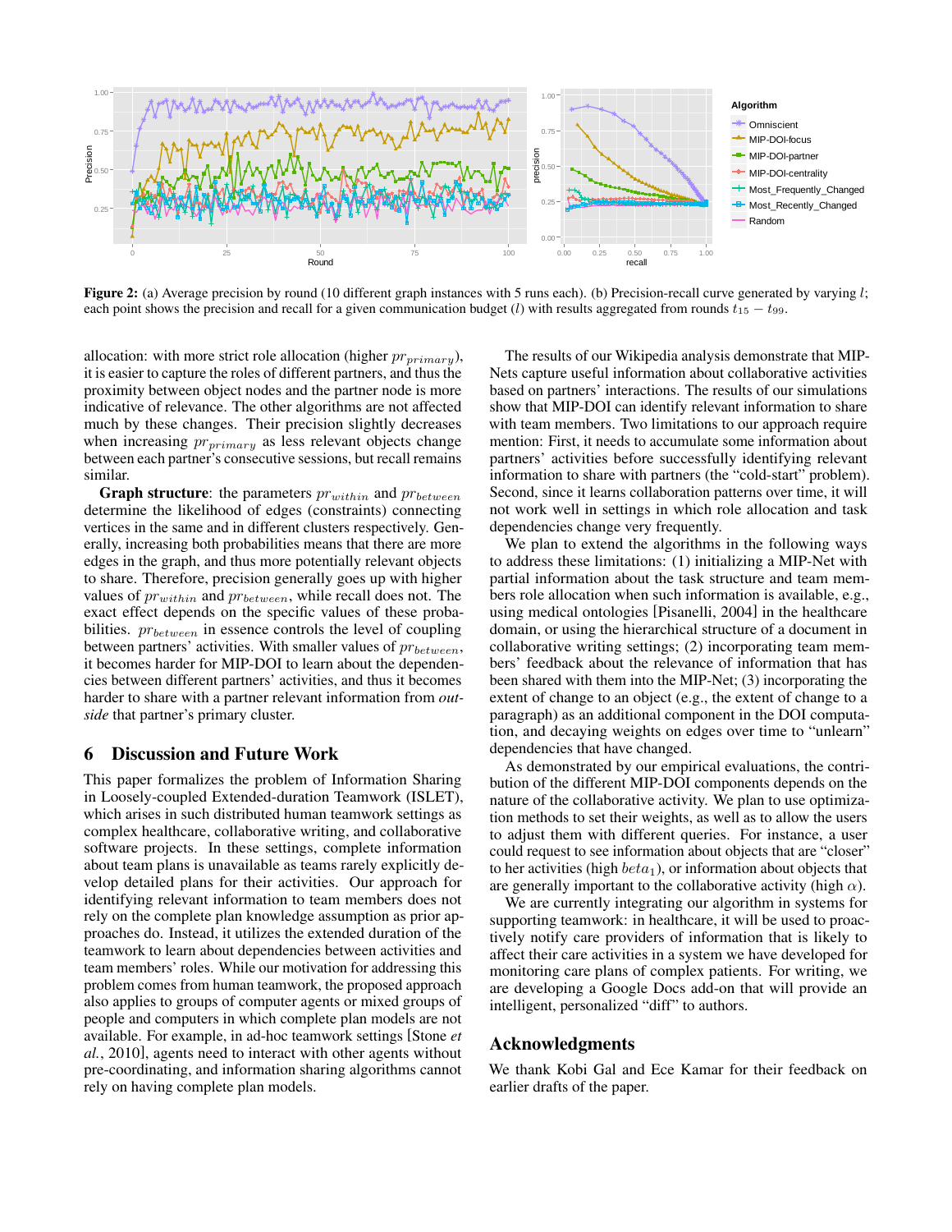Figure 2: (a) Average precision by round (10 different graph instances with 5 runs each). (b) Precision-recall curve generated by varying $l$; each point shows the precision and recall for a given communication budget ($l$) with results aggregated from rounds $t_{15} - t_{99}$.

allocation: with more strict role allocation (higher $pr_{primary}$), it is easier to capture the roles of different partners, and thus the proximity between object nodes and the partner node is more indicative of relevance. The other algorithms are not affected much by these changes. Their precision slightly decreases when increasing $pr_{primary}$ as less relevant objects change between each partner's consecutive sessions, but recall remains similar.

**Graph structure**: the parameters $pr_{within}$ and $pr_{between}$ determine the likelihood of edges (constraints) connecting vertices in the same and in different clusters respectively. Generally, increasing both probabilities means that there are more edges in the graph, and thus more potentially relevant objects to share. Therefore, precision generally goes up with higher values of $pr_{within}$ and $pr_{between}$, while recall does not. The exact effect depends on the specific values of these probabilities. $pr_{between}$ in essence controls the level of coupling between partners' activities. With smaller values of $pr_{between}$, it becomes harder for MIP-DOI to learn about the dependencies between different partners' activities, and thus it becomes harder to share with a partner relevant information from *outside* that partner's primary cluster.

## 6 Discussion and Future Work

This paper formalizes the problem of Information Sharing in Loosely-coupled Extended-duration Teamwork (ISLET), which arises in such distributed human teamwork settings as complex healthcare, collaborative writing, and collaborative software projects. In these settings, complete information about team plans is unavailable as teams rarely explicitly develop detailed plans for their activities. Our approach for identifying relevant information to team members does not rely on the complete plan knowledge assumption as prior approaches do. Instead, it utilizes the extended duration of the teamwork to learn about dependencies between activities and team members' roles. While our motivation for addressing this problem comes from human teamwork, the proposed approach also applies to groups of computer agents or mixed groups of people and computers in which complete plan models are not available. For example, in ad-hoc teamwork settings [Stone *et al.*, 2010], agents need to interact with other agents without pre-coordinating, and information sharing algorithms cannot rely on having complete plan models.

The results of our Wikipedia analysis demonstrate that MIP-Nets capture useful information about collaborative activities based on partners' interactions. The results of our simulations show that MIP-DOI can identify relevant information to share with team members. Two limitations to our approach require mention: First, it needs to accumulate some information about partners' activities before successfully identifying relevant information to share with partners (the "cold-start" problem). Second, since it learns collaboration patterns over time, it will not work well in settings in which role allocation and task dependencies change very frequently.

We plan to extend the algorithms in the following ways to address these limitations: (1) initializing a MIP-Net with partial information about the task structure and team members role allocation when such information is available, e.g., using medical ontologies [Pisanelli, 2004] in the healthcare domain, or using the hierarchical structure of a document in collaborative writing settings; (2) incorporating team members' feedback about the relevance of information that has been shared with them into the MIP-Net; (3) incorporating the extent of change to an object (e.g., the extent of change to a paragraph) as an additional component in the DOI computation, and decaying weights on edges over time to "unlearn" dependencies that have changed.

As demonstrated by our empirical evaluations, the contribution of the different MIP-DOI components depends on the nature of the collaborative activity. We plan to use optimization methods to set their weights, as well as to allow the users to adjust them with different queries. For instance, a user could request to see information about objects that are "closer" to her activities (high $beta_1$), or information about objects that are generally important to the collaborative activity (high $\alpha$).

We are currently integrating our algorithm in systems for supporting teamwork: in healthcare, it will be used to proactively notify care providers of information that is likely to affect their care activities in a system we have developed for monitoring care plans of complex patients. For writing, we are developing a Google Docs add-on that will provide an intelligent, personalized "diff" to authors.

## Acknowledgments

We thank Kobi Gal and Ece Kamar for their feedback on earlier drafts of the paper.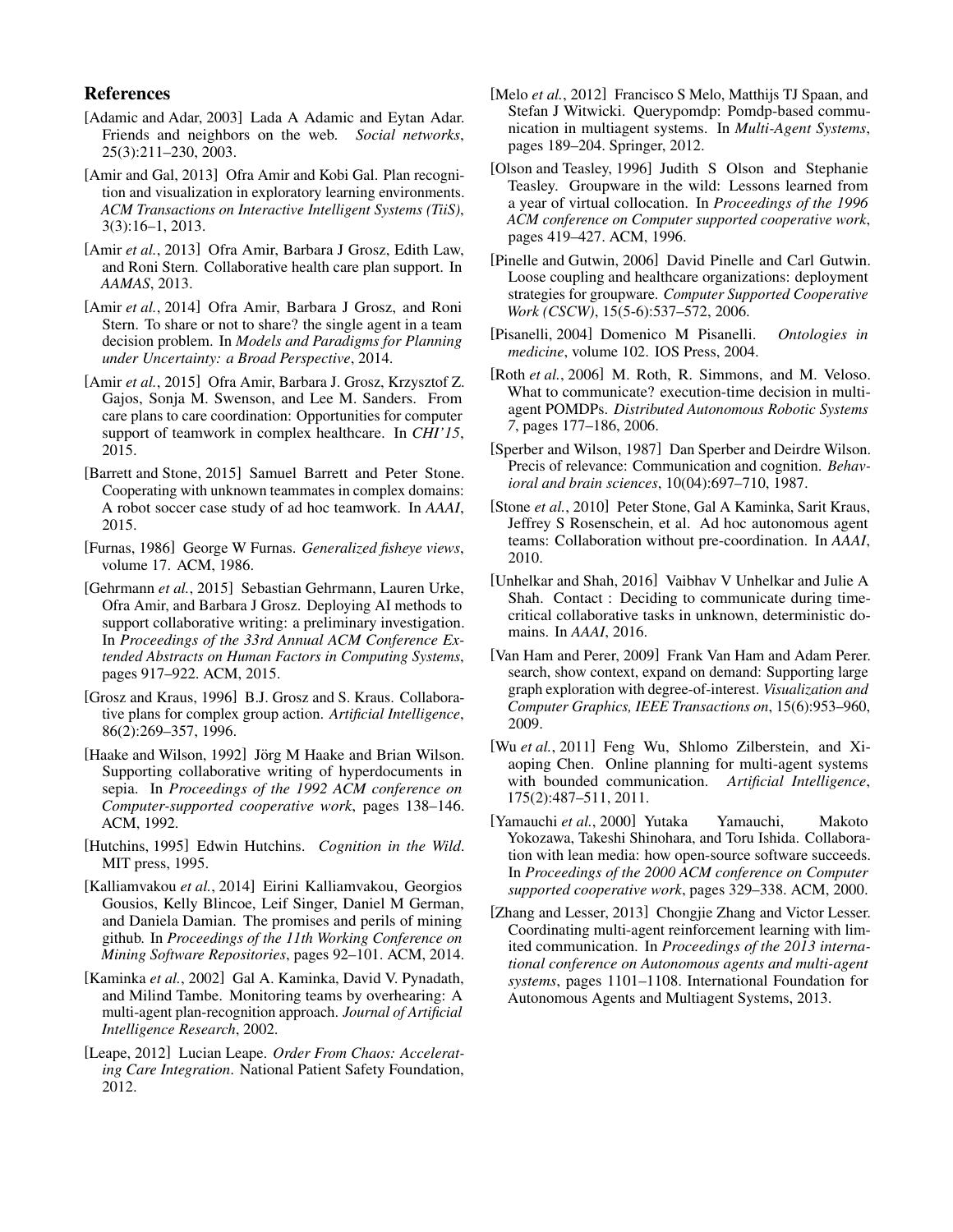## References

[Adamic and Adar, 2003] Lada A Adamic and Eytan Adar. Friends and neighbors on the web. *Social networks*, 25(3):211–230, 2003.

[Amir and Gal, 2013] Ofra Amir and Kobi Gal. Plan recognition and visualization in exploratory learning environments. *ACM Transactions on Interactive Intelligent Systems (TiiS)*, 3(3):16–1, 2013.

[Amir *et al.*, 2013] Ofra Amir, Barbara J Grosz, Edith Law, and Roni Stern. Collaborative health care plan support. In *AAMAS*, 2013.

[Amir *et al.*, 2014] Ofra Amir, Barbara J Grosz, and Roni Stern. To share or not to share? the single agent in a team decision problem. In *Models and Paradigms for Planning under Uncertainty: a Broad Perspective*, 2014.

[Amir *et al.*, 2015] Ofra Amir, Barbara J. Grosz, Krzysztof Z. Gajos, Sonja M. Swenson, and Lee M. Sanders. From care plans to care coordination: Opportunities for computer support of teamwork in complex healthcare. In *CHI'15*, 2015.

[Barrett and Stone, 2015] Samuel Barrett and Peter Stone. Cooperating with unknown teammates in complex domains: A robot soccer case study of ad hoc teamwork. In *AAAI*, 2015.

[Furnas, 1986] George W Furnas. *Generalized fisheye views*, volume 17. ACM, 1986.

[Gehrmann *et al.*, 2015] Sebastian Gehrmann, Lauren Urke, Ofra Amir, and Barbara J Grosz. Deploying AI methods to support collaborative writing: a preliminary investigation. In *Proceedings of the 33rd Annual ACM Conference Extended Abstracts on Human Factors in Computing Systems*, pages 917–922. ACM, 2015.

[Grosz and Kraus, 1996] B.J. Grosz and S. Kraus. Collaborative plans for complex group action. *Artificial Intelligence*, 86(2):269–357, 1996.

[Haake and Wilson, 1992] Jörg M Haake and Brian Wilson. Supporting collaborative writing of hyperdocuments in sepia. In *Proceedings of the 1992 ACM conference on Computer-supported cooperative work*, pages 138–146. ACM, 1992.

[Hutchins, 1995] Edwin Hutchins. *Cognition in the Wild*. MIT press, 1995.

[Kalliamvakou *et al.*, 2014] Eirini Kalliamvakou, Georgios Gousios, Kelly Blincoe, Leif Singer, Daniel M German, and Daniela Damian. The promises and perils of mining github. In *Proceedings of the 11th Working Conference on Mining Software Repositories*, pages 92–101. ACM, 2014.

[Kaminka *et al.*, 2002] Gal A. Kaminka, David V. Pynadath, and Milind Tambe. Monitoring teams by overhearing: A multi-agent plan-recognition approach. *Journal of Artificial Intelligence Research*, 2002.

[Leape, 2012] Lucian Leape. *Order From Chaos: Accelerating Care Integration*. National Patient Safety Foundation, 2012.

[Melo *et al.*, 2012] Francisco S Melo, Matthijs TJ Spaan, and Stefan J Witwicki. Querypomdp: Pomdp-based communication in multiagent systems. In *Multi-Agent Systems*, pages 189–204. Springer, 2012.

[Olson and Teasley, 1996] Judith S Olson and Stephanie Teasley. Groupware in the wild: Lessons learned from a year of virtual collocation. In *Proceedings of the 1996 ACM conference on Computer supported cooperative work*, pages 419–427. ACM, 1996.

[Pinelle and Gutwin, 2006] David Pinelle and Carl Gutwin. Loose coupling and healthcare organizations: deployment strategies for groupware. *Computer Supported Cooperative Work (CSCW)*, 15(5-6):537–572, 2006.

[Pisanelli, 2004] Domenico M Pisanelli. *Ontologies in medicine*, volume 102. IOS Press, 2004.

[Roth *et al.*, 2006] M. Roth, R. Simmons, and M. Veloso. What to communicate? execution-time decision in multi-agent POMDPs. *Distributed Autonomous Robotic Systems 7*, pages 177–186, 2006.

[Sperber and Wilson, 1987] Dan Sperber and Deirdre Wilson. Precis of relevance: Communication and cognition. *Behavioral and brain sciences*, 10(04):697–710, 1987.

[Stone *et al.*, 2010] Peter Stone, Gal A Kaminka, Sarit Kraus, Jeffrey S Rosenschein, et al. Ad hoc autonomous agent teams: Collaboration without pre-coordination. In *AAAI*, 2010.

[Unhelkar and Shah, 2016] Vaibhav V Unhelkar and Julie A Shah. Contact : Deciding to communicate during time-critical collaborative tasks in unknown, deterministic domains. In *AAAI*, 2016.

[Van Ham and Perer, 2009] Frank Van Ham and Adam Perer. search, show context, expand on demand: Supporting large graph exploration with degree-of-interest. *Visualization and Computer Graphics, IEEE Transactions on*, 15(6):953–960, 2009.

[Wu *et al.*, 2011] Feng Wu, Shlomo Zilberstein, and Xiaoping Chen. Online planning for multi-agent systems with bounded communication. *Artificial Intelligence*, 175(2):487–511, 2011.

[Yamauchi *et al.*, 2000] Yutaka Yamauchi, Makoto Yokozawa, Takeshi Shinohara, and Toru Ishida. Collaboration with lean media: how open-source software succeeds. In *Proceedings of the 2000 ACM conference on Computer supported cooperative work*, pages 329–338. ACM, 2000.

[Zhang and Lesser, 2013] Chongjie Zhang and Victor Lesser. Coordinating multi-agent reinforcement learning with limited communication. In *Proceedings of the 2013 international conference on Autonomous agents and multi-agent systems*, pages 1101–1108. International Foundation for Autonomous Agents and Multiagent Systems, 2013.